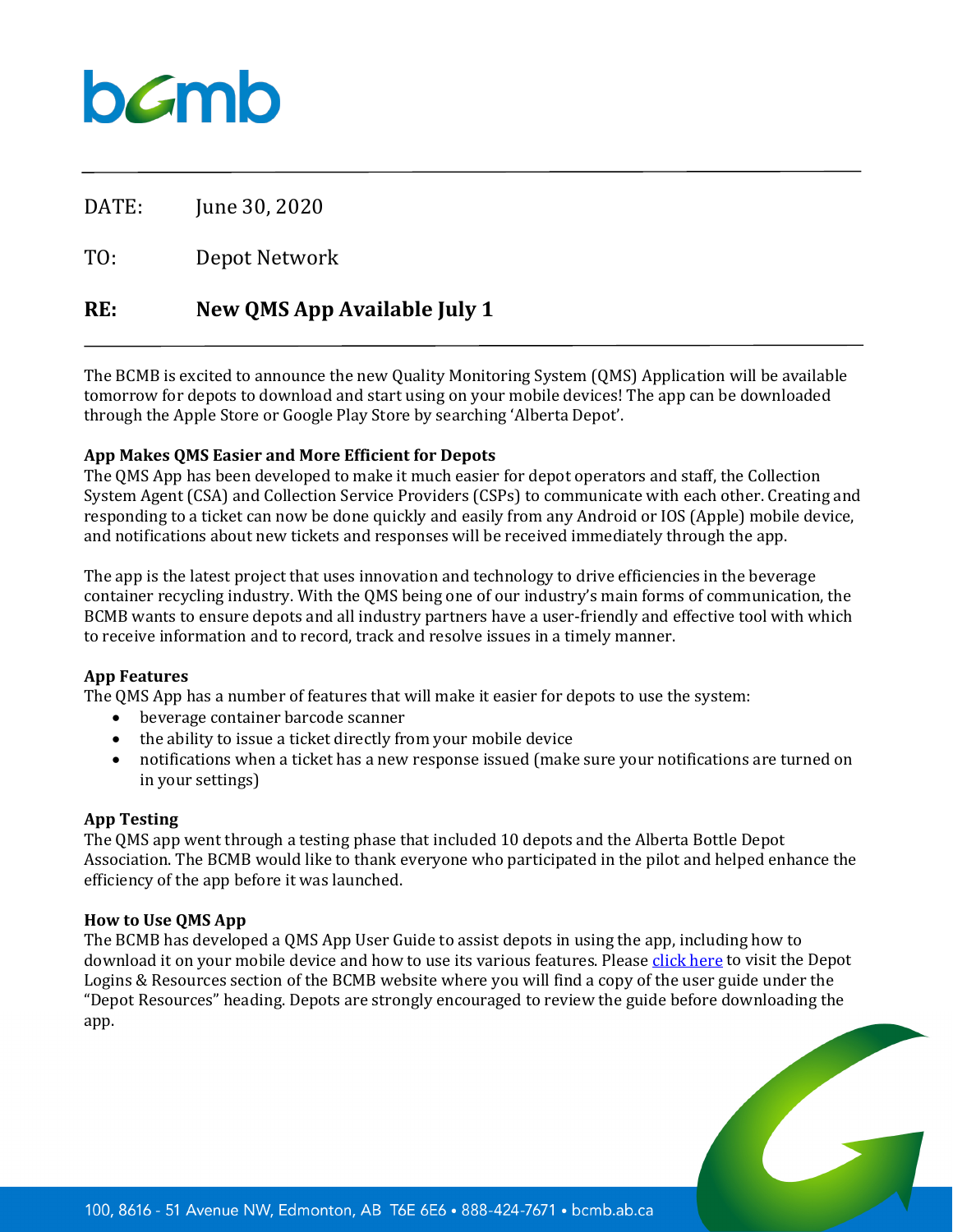bcmb

DATE: June 30, 2020

TO: Depot Network

**RE: New QMS App Available July 1**

The BCMB is excited to announce the new Quality Monitoring System (QMS) Application will be available tomorrow for depots to download and start using on your mobile devices! The app can be downloaded through the Apple Store or Google Play Store by searching 'Alberta Depot'.

**App Makes QMS Easier and More Efficient for Depots**

The QMS App has been developed to make it much easier for depot operators and staff, the Collection System Agent (CSA) and Collection Service Providers (CSPs) to communicate with each other. Creating and responding to a ticket can now be done quickly and easily from any Android or IOS (Apple) mobile device, and notifications about new tickets and responses will be received immediately through the app.

The app is the latest project that uses innovation and technology to drive efficiencies in the beverage container recycling industry. With the QMS being one of our industry's main forms of communication, the BCMB wants to ensure depots and all industry partners have a user-friendly and effective tool with which to receive information and to record, track and resolve issues in a timely manner.

**App Features**

The QMS App has a number of features that will make it easier for depots to use the system:

- beverage container barcode scanner
- the ability to issue a ticket directly from your mobile device
- notifications when a ticket has a new response issued (make sure your notifications are turned on in your settings)

**App Testing**

The QMS app went through a testing phase that included 10 depots and the Alberta Bottle Depot Association. The BCMB would like to thank everyone who participated in the pilot and helped enhance the efficiency of the app before it was launched.

**How to Use QMS App**

The BCMB has developed a QMS App User Guide to assist depots in using the app, including how to download it on your mobile device and how to use its various features. Please click here to visit the Depot Logins & Resources section of the BCMB website where you will find a copy of the user guide under the "Depot Resources" heading. Depots are strongly encouraged to review the guide before downloading the app.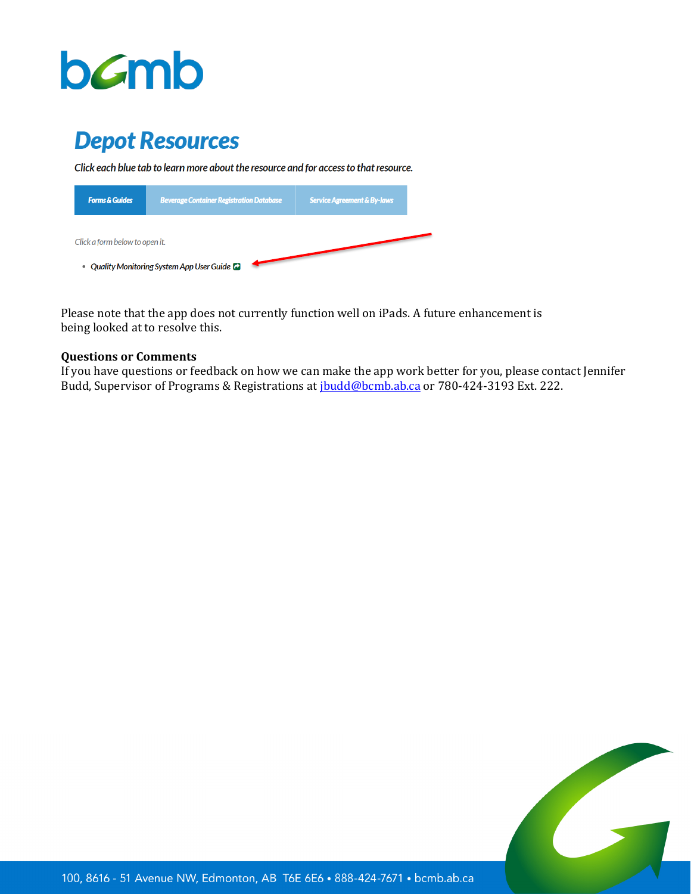# Depot Resources

*Click each blue tab to learn more about the resource and for access to that resource.*

| Forms & Guides | Beverage Container Registration Database | Service Agreement & By-laws |
| --- | --- | --- |

*Click a form below to open it.*

- *Quality Monitoring System App User Guide*

Please note that the app does not currently function well on iPads. A future enhancement is being looked at to resolve this.

**Questions or Comments**

If you have questions or feedback on how we can make the app work better for you, please contact Jennifer Budd, Supervisor of Programs & Registrations at jbudd@bcmb.ab.ca or 780-424-3193 Ext. 222.